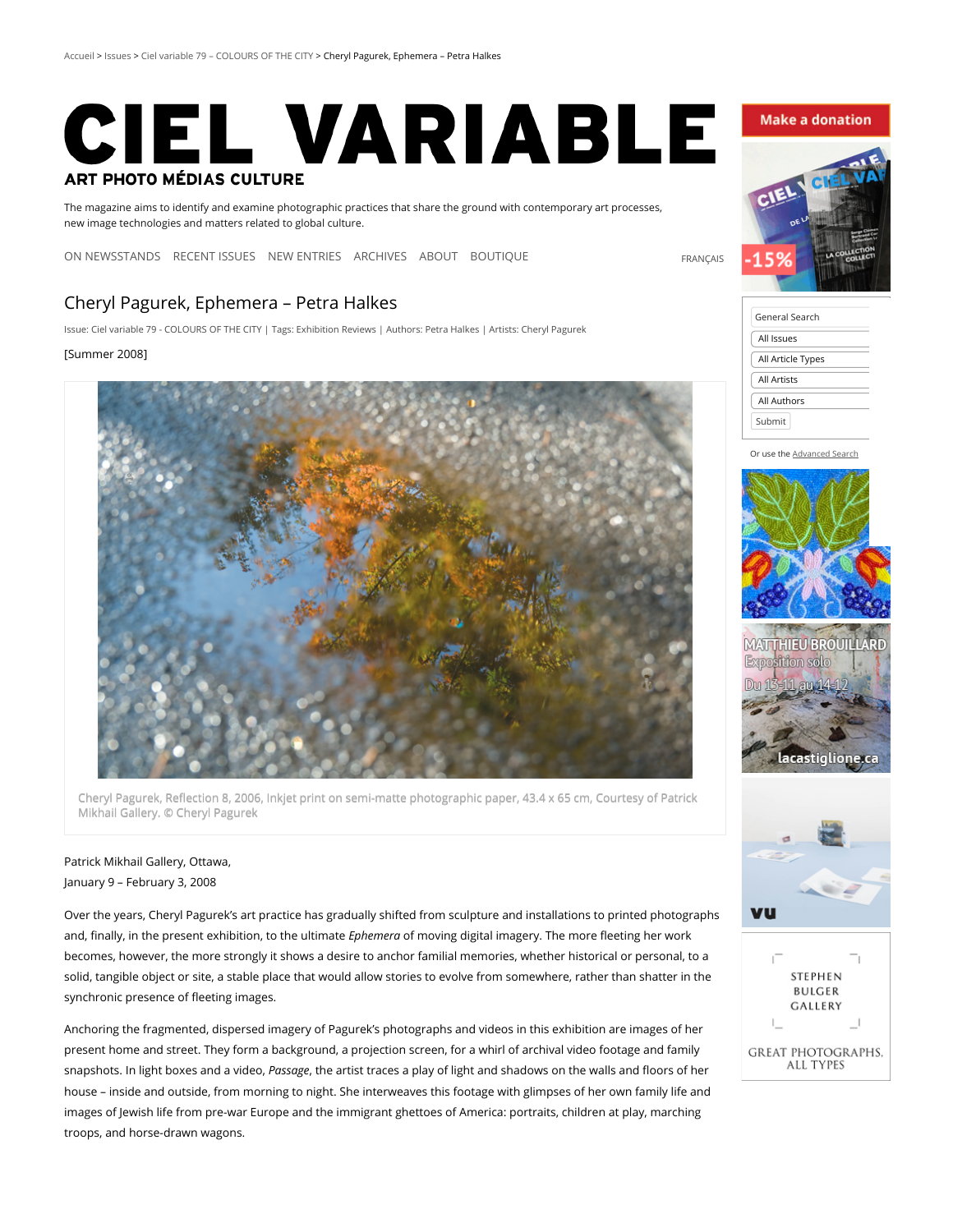Accueil > Issues > Ciel variable 79 – COLOURS OF THE CITY > Cheryl Pagurek, Ephemera – Petra Halkes

# CIEL VARIABLE

**ART PHOTO MÉDIAS CULTURE**

The magazine aims to identify and examine photographic practices that share the ground with contemporary art processes, new image technologies and matters related to global culture.

ON NEWSSTANDS RECENT ISSUES NEW ENTRIES ARCHIVES ABOUT BOUTIQUE FRANÇAIS

## Cheryl Pagurek, Ephemera – Petra Halkes

Issue: Ciel variable 79 - COLOURS OF THE CITY | Tags: Exhibition Reviews | Authors: Petra Halkes | Artists: Cheryl Pagurek

[Summer 2008]

Cheryl Pagurek, Reflection 8, 2006, Inkjet print on semi-matte photographic paper, 43.4 x 65 cm, Courtesy of Patrick Mikhail Gallery. © Cheryl Pagurek

Patrick Mikhail Gallery, Ottawa,
January 9 – February 3, 2008

Over the years, Cheryl Pagurek's art practice has gradually shifted from sculpture and installations to printed photographs and, finally, in the present exhibition, to the ultimate *Ephemera* of moving digital imagery. The more fleeting her work becomes, however, the more strongly it shows a desire to anchor familial memories, whether historical or personal, to a solid, tangible object or site, a stable place that would allow stories to evolve from somewhere, rather than shatter in the synchronic presence of fleeting images.

Anchoring the fragmented, dispersed imagery of Pagurek's photographs and videos in this exhibition are images of her present home and street. They form a background, a projection screen, for a whirl of archival video footage and family snapshots. In light boxes and a video, *Passage*, the artist traces a play of light and shadows on the walls and floors of her house – inside and outside, from morning to night. She interweaves this footage with glimpses of her own family life and images of Jewish life from pre-war Europe and the immigrant ghettoes of America: portraits, children at play, marching troops, and horse-drawn wagons.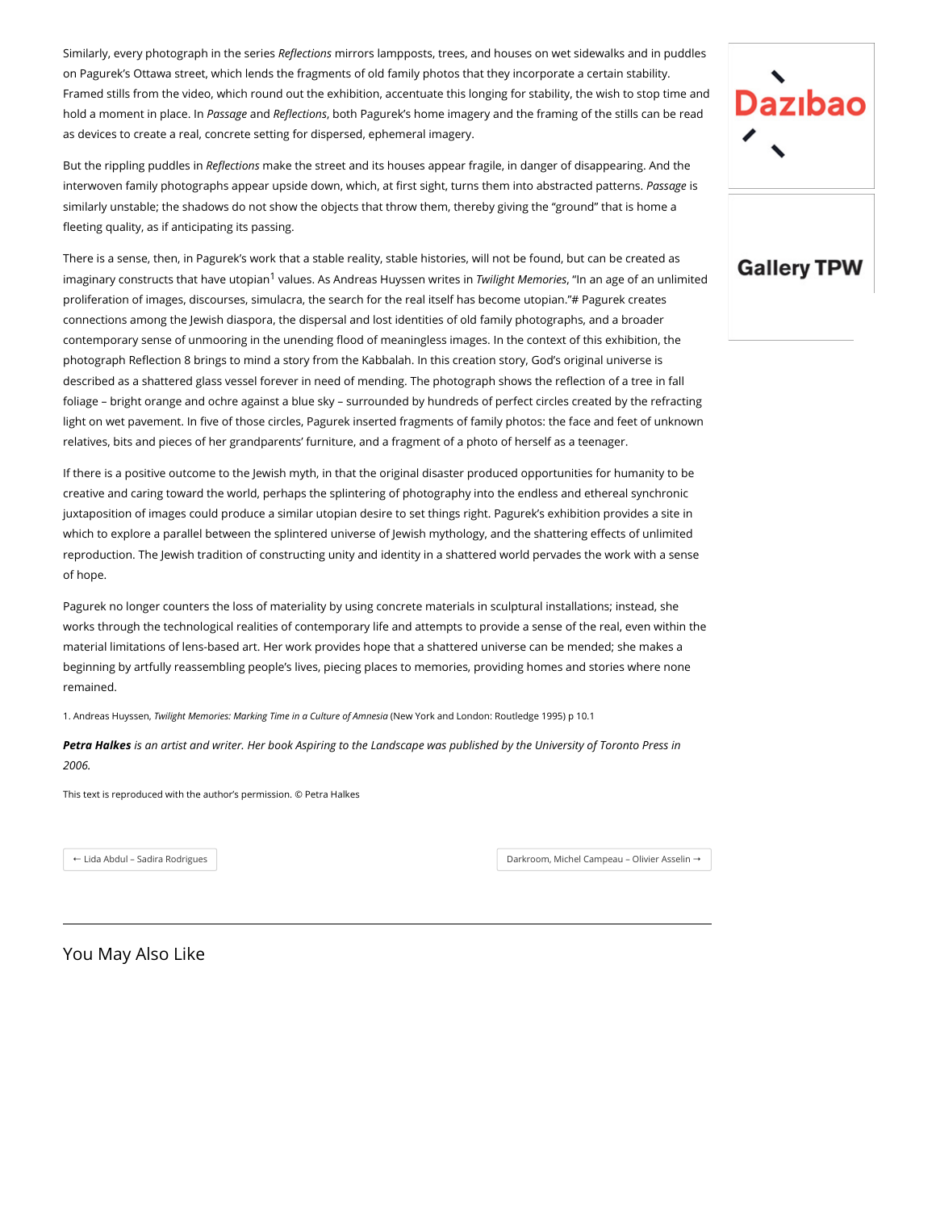Similarly, every photograph in the series *Reflections* mirrors lampposts, trees, and houses on wet sidewalks and in puddles on Pagurek's Ottawa street, which lends the fragments of old family photos that they incorporate a certain stability. Framed stills from the video, which round out the exhibition, accentuate this longing for stability, the wish to stop time and hold a moment in place. In *Passage* and *Reflections*, both Pagurek's home imagery and the framing of the stills can be read as devices to create a real, concrete setting for dispersed, ephemeral imagery.

But the rippling puddles in *Reflections* make the street and its houses appear fragile, in danger of disappearing. And the interwoven family photographs appear upside down, which, at first sight, turns them into abstracted patterns. *Passage* is similarly unstable; the shadows do not show the objects that throw them, thereby giving the "ground" that is home a fleeting quality, as if anticipating its passing.

There is a sense, then, in Pagurek's work that a stable reality, stable histories, will not be found, but can be created as imaginary constructs that have utopian[1] values. As Andreas Huyssen writes in *Twilight Memories*, "In an age of an unlimited proliferation of images, discourses, simulacra, the search for the real itself has become utopian."# Pagurek creates connections among the Jewish diaspora, the dispersal and lost identities of old family photographs, and a broader contemporary sense of unmooring in the unending flood of meaningless images. In the context of this exhibition, the photograph Reflection 8 brings to mind a story from the Kabbalah. In this creation story, God's original universe is described as a shattered glass vessel forever in need of mending. The photograph shows the reflection of a tree in fall foliage – bright orange and ochre against a blue sky – surrounded by hundreds of perfect circles created by the refracting light on wet pavement. In five of those circles, Pagurek inserted fragments of family photos: the face and feet of unknown relatives, bits and pieces of her grandparents' furniture, and a fragment of a photo of herself as a teenager.

If there is a positive outcome to the Jewish myth, in that the original disaster produced opportunities for humanity to be creative and caring toward the world, perhaps the splintering of photography into the endless and ethereal synchronic juxtaposition of images could produce a similar utopian desire to set things right. Pagurek's exhibition provides a site in which to explore a parallel between the splintered universe of Jewish mythology, and the shattering effects of unlimited reproduction. The Jewish tradition of constructing unity and identity in a shattered world pervades the work with a sense of hope.

Pagurek no longer counters the loss of materiality by using concrete materials in sculptural installations; instead, she works through the technological realities of contemporary life and attempts to provide a sense of the real, even within the material limitations of lens-based art. Her work provides hope that a shattered universe can be mended; she makes a beginning by artfully reassembling people's lives, piecing places to memories, providing homes and stories where none remained.

1. Andreas Huyssen, *Twilight Memories: Marking Time in a Culture of Amnesia* (New York and London: Routledge 1995) p 10.1

***Petra Halkes** is an artist and writer. Her book Aspiring to the Landscape was published by the University of Toronto Press in 2006.*

This text is reproduced with the author's permission. © Petra Halkes

← Lida Abdul – Sadira Rodrigues

Darkroom, Michel Campeau – Olivier Asselin →

## You May Also Like

Dazibao

Gallery TPW